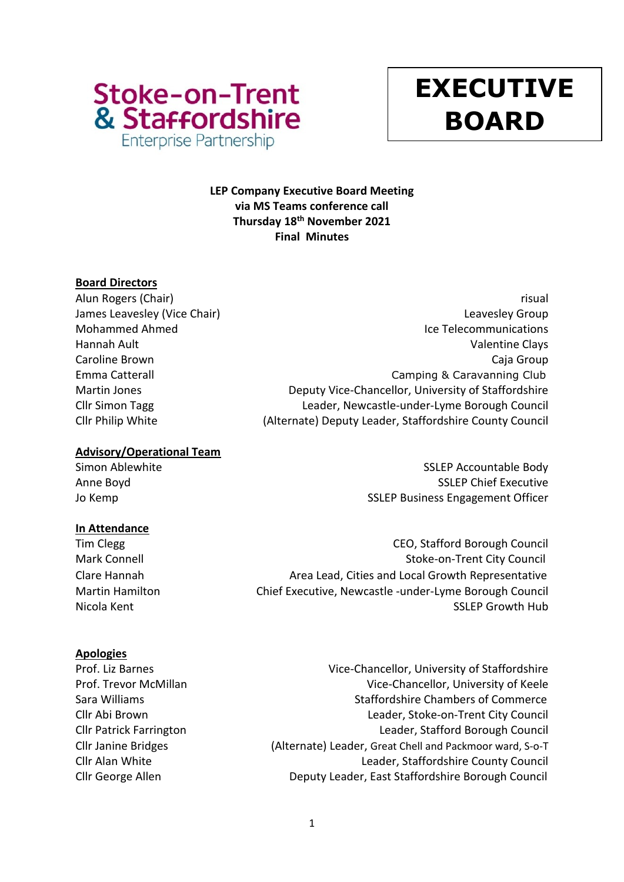Stoke-on-Trent & Staffordshire Enterprise Partnership

# EXECUTIVE BOARD

**LEP Company Executive Board Meeting**
**via MS Teams conference call**
**Thursday 18th November 2021**
**Final Minutes**

**Board Directors**

| | |
|---|---|
| Alun Rogers (Chair) | risual |
| James Leavesley (Vice Chair) | Leavesley Group |
| Mohammed Ahmed | Ice Telecommunications |
| Hannah Ault | Valentine Clays |
| Caroline Brown | Caja Group |
| Emma Catterall | Camping & Caravanning Club |
| Martin Jones | Deputy Vice-Chancellor, University of Staffordshire |
| Cllr Simon Tagg | Leader, Newcastle-under-Lyme Borough Council |
| Cllr Philip White | (Alternate) Deputy Leader, Staffordshire County Council |

**Advisory/Operational Team**

| | |
|---|---|
| Simon Ablewhite | SSLEP Accountable Body |
| Anne Boyd | SSLEP Chief Executive |
| Jo Kemp | SSLEP Business Engagement Officer |

**In Attendance**

| | |
|---|---|
| Tim Clegg | CEO, Stafford Borough Council |
| Mark Connell | Stoke-on-Trent City Council |
| Clare Hannah | Area Lead, Cities and Local Growth Representative |
| Martin Hamilton | Chief Executive, Newcastle -under-Lyme Borough Council |
| Nicola Kent | SSLEP Growth Hub |

**Apologies**

| | |
|---|---|
| Prof. Liz Barnes | Vice-Chancellor, University of Staffordshire |
| Prof. Trevor McMillan | Vice-Chancellor, University of Keele |
| Sara Williams | Staffordshire Chambers of Commerce |
| Cllr Abi Brown | Leader, Stoke-on-Trent City Council |
| Cllr Patrick Farrington | Leader, Stafford Borough Council |
| Cllr Janine Bridges | (Alternate) Leader, Great Chell and Packmoor ward, S-o-T |
| Cllr Alan White | Leader, Staffordshire County Council |
| Cllr George Allen | Deputy Leader, East Staffordshire Borough Council |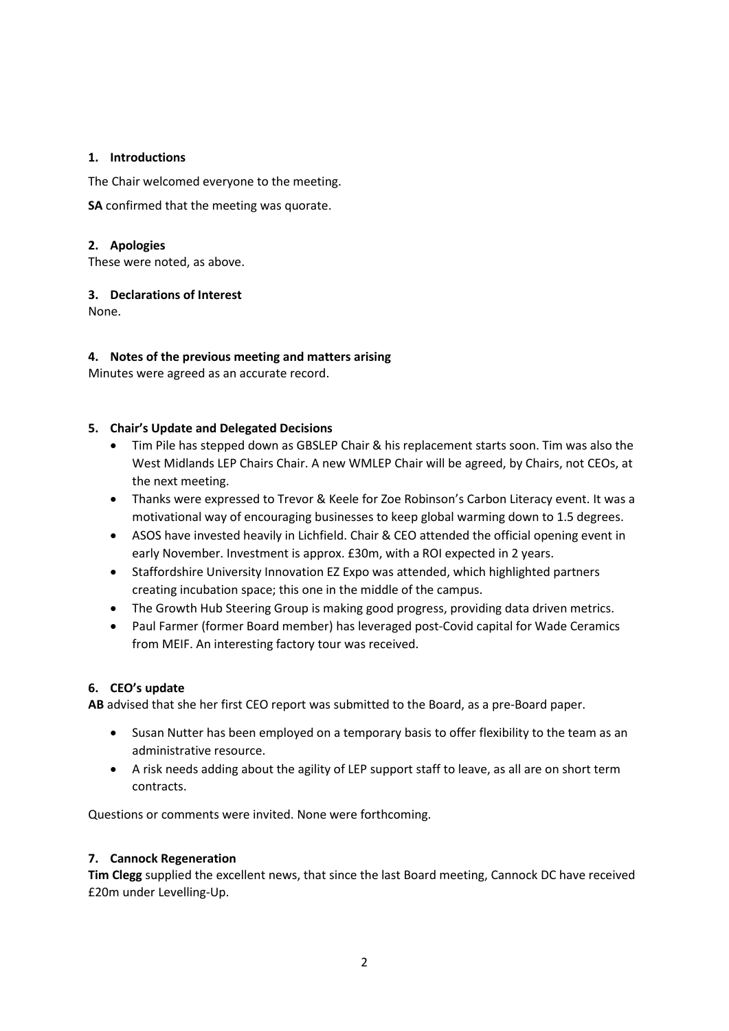**1. Introductions**

The Chair welcomed everyone to the meeting.

**SA** confirmed that the meeting was quorate.

**2. Apologies**

These were noted, as above.

**3. Declarations of Interest**

None.

**4. Notes of the previous meeting and matters arising**

Minutes were agreed as an accurate record.

**5. Chair's Update and Delegated Decisions**

- Tim Pile has stepped down as GBSLEP Chair & his replacement starts soon. Tim was also the West Midlands LEP Chairs Chair. A new WMLEP Chair will be agreed, by Chairs, not CEOs, at the next meeting.
- Thanks were expressed to Trevor & Keele for Zoe Robinson's Carbon Literacy event. It was a motivational way of encouraging businesses to keep global warming down to 1.5 degrees.
- ASOS have invested heavily in Lichfield. Chair & CEO attended the official opening event in early November. Investment is approx. £30m, with a ROI expected in 2 years.
- Staffordshire University Innovation EZ Expo was attended, which highlighted partners creating incubation space; this one in the middle of the campus.
- The Growth Hub Steering Group is making good progress, providing data driven metrics.
- Paul Farmer (former Board member) has leveraged post-Covid capital for Wade Ceramics from MEIF. An interesting factory tour was received.

**6. CEO's update**

**AB** advised that she her first CEO report was submitted to the Board, as a pre-Board paper.

- Susan Nutter has been employed on a temporary basis to offer flexibility to the team as an administrative resource.
- A risk needs adding about the agility of LEP support staff to leave, as all are on short term contracts.

Questions or comments were invited. None were forthcoming.

**7. Cannock Regeneration**

**Tim Clegg** supplied the excellent news, that since the last Board meeting, Cannock DC have received £20m under Levelling-Up.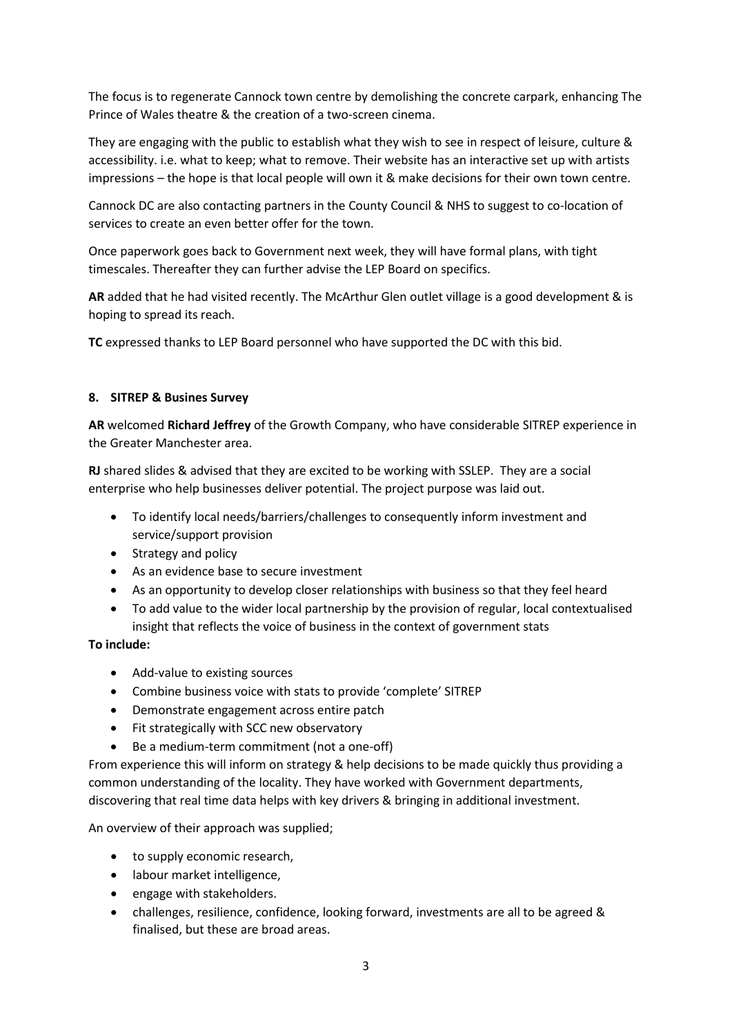The focus is to regenerate Cannock town centre by demolishing the concrete carpark, enhancing The Prince of Wales theatre & the creation of a two-screen cinema.

They are engaging with the public to establish what they wish to see in respect of leisure, culture & accessibility. i.e. what to keep; what to remove. Their website has an interactive set up with artists impressions – the hope is that local people will own it & make decisions for their own town centre.

Cannock DC are also contacting partners in the County Council & NHS to suggest to co-location of services to create an even better offer for the town.

Once paperwork goes back to Government next week, they will have formal plans, with tight timescales. Thereafter they can further advise the LEP Board on specifics.

**AR** added that he had visited recently. The McArthur Glen outlet village is a good development & is hoping to spread its reach.

**TC** expressed thanks to LEP Board personnel who have supported the DC with this bid.

#### 8. SITREP & Busines Survey

**AR** welcomed **Richard Jeffrey** of the Growth Company, who have considerable SITREP experience in the Greater Manchester area.

**RJ** shared slides & advised that they are excited to be working with SSLEP. They are a social enterprise who help businesses deliver potential. The project purpose was laid out.

- To identify local needs/barriers/challenges to consequently inform investment and service/support provision
- Strategy and policy
- As an evidence base to secure investment
- As an opportunity to develop closer relationships with business so that they feel heard
- To add value to the wider local partnership by the provision of regular, local contextualised insight that reflects the voice of business in the context of government stats

**To include:**

- Add-value to existing sources
- Combine business voice with stats to provide 'complete' SITREP
- Demonstrate engagement across entire patch
- Fit strategically with SCC new observatory
- Be a medium-term commitment (not a one-off)

From experience this will inform on strategy & help decisions to be made quickly thus providing a common understanding of the locality. They have worked with Government departments, discovering that real time data helps with key drivers & bringing in additional investment.

An overview of their approach was supplied;

- to supply economic research,
- labour market intelligence,
- engage with stakeholders.
- challenges, resilience, confidence, looking forward, investments are all to be agreed & finalised, but these are broad areas.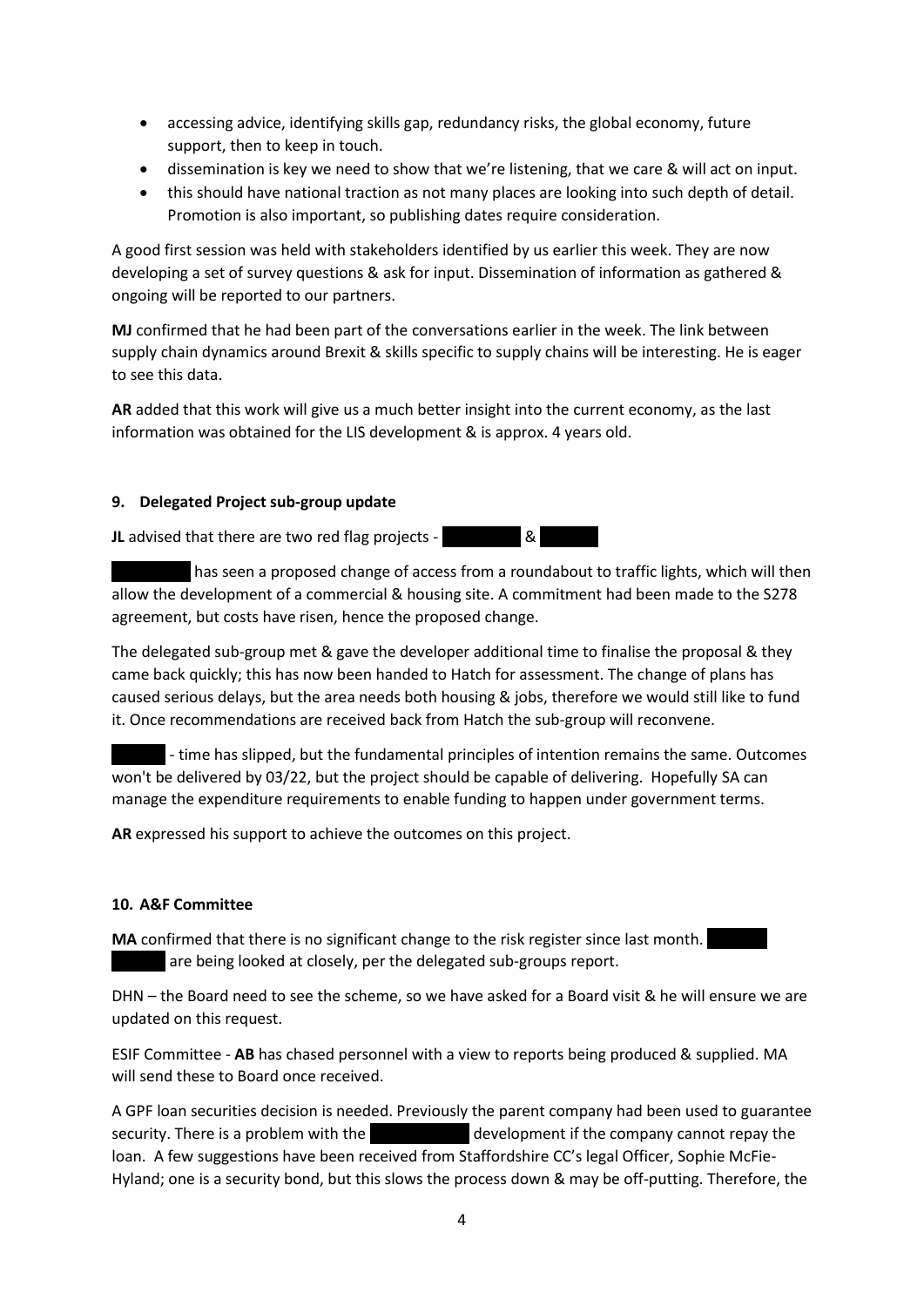- accessing advice, identifying skills gap, redundancy risks, the global economy, future support, then to keep in touch.
- dissemination is key we need to show that we're listening, that we care & will act on input.
- this should have national traction as not many places are looking into such depth of detail. Promotion is also important, so publishing dates require consideration.

A good first session was held with stakeholders identified by us earlier this week. They are now developing a set of survey questions & ask for input. Dissemination of information as gathered & ongoing will be reported to our partners.

**MJ** confirmed that he had been part of the conversations earlier in the week. The link between supply chain dynamics around Brexit & skills specific to supply chains will be interesting. He is eager to see this data.

**AR** added that this work will give us a much better insight into the current economy, as the last information was obtained for the LIS development & is approx. 4 years old.

## 9. Delegated Project sub-group update

**JL** advised that there are two red flag projects - &

has seen a proposed change of access from a roundabout to traffic lights, which will then allow the development of a commercial & housing site. A commitment had been made to the S278 agreement, but costs have risen, hence the proposed change.

The delegated sub-group met & gave the developer additional time to finalise the proposal & they came back quickly; this has now been handed to Hatch for assessment. The change of plans has caused serious delays, but the area needs both housing & jobs, therefore we would still like to fund it. Once recommendations are received back from Hatch the sub-group will reconvene.

- time has slipped, but the fundamental principles of intention remains the same. Outcomes won't be delivered by 03/22, but the project should be capable of delivering. Hopefully SA can manage the expenditure requirements to enable funding to happen under government terms.

**AR** expressed his support to achieve the outcomes on this project.

## 10. A&F Committee

**MA** confirmed that there is no significant change to the risk register since last month. are being looked at closely, per the delegated sub-groups report.

DHN – the Board need to see the scheme, so we have asked for a Board visit & he will ensure we are updated on this request.

ESIF Committee - **AB** has chased personnel with a view to reports being produced & supplied. MA will send these to Board once received.

A GPF loan securities decision is needed. Previously the parent company had been used to guarantee security. There is a problem with the development if the company cannot repay the loan. A few suggestions have been received from Staffordshire CC's legal Officer, Sophie McFie-Hyland; one is a security bond, but this slows the process down & may be off-putting. Therefore, the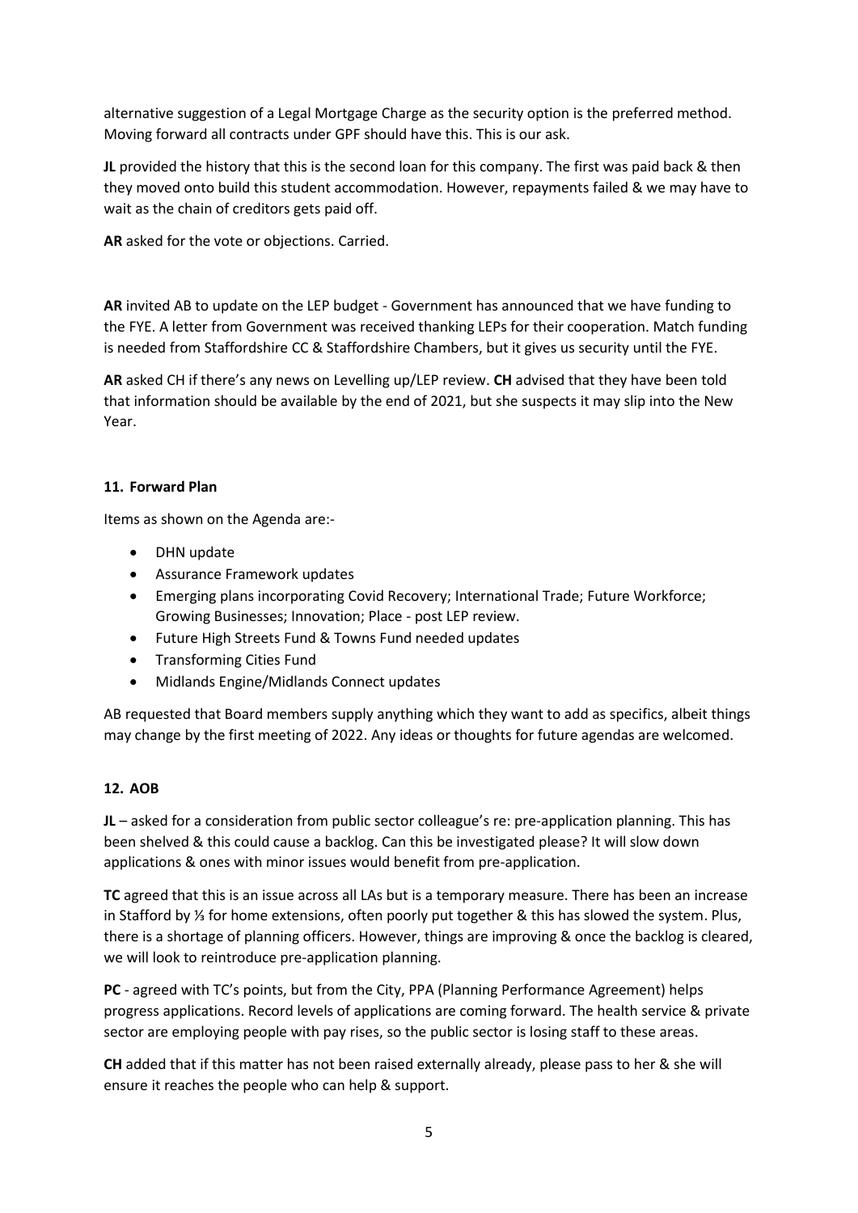alternative suggestion of a Legal Mortgage Charge as the security option is the preferred method. Moving forward all contracts under GPF should have this. This is our ask.

**JL** provided the history that this is the second loan for this company. The first was paid back & then they moved onto build this student accommodation. However, repayments failed & we may have to wait as the chain of creditors gets paid off.

**AR** asked for the vote or objections. Carried.

**AR** invited AB to update on the LEP budget - Government has announced that we have funding to the FYE. A letter from Government was received thanking LEPs for their cooperation. Match funding is needed from Staffordshire CC & Staffordshire Chambers, but it gives us security until the FYE.

**AR** asked CH if there's any news on Levelling up/LEP review. **CH** advised that they have been told that information should be available by the end of 2021, but she suspects it may slip into the New Year.

## 11. Forward Plan

Items as shown on the Agenda are:-

- DHN update
- Assurance Framework updates
- Emerging plans incorporating Covid Recovery; International Trade; Future Workforce; Growing Businesses; Innovation; Place - post LEP review.
- Future High Streets Fund & Towns Fund needed updates
- Transforming Cities Fund
- Midlands Engine/Midlands Connect updates

AB requested that Board members supply anything which they want to add as specifics, albeit things may change by the first meeting of 2022. Any ideas or thoughts for future agendas are welcomed.

## 12. AOB

**JL** – asked for a consideration from public sector colleague's re: pre-application planning. This has been shelved & this could cause a backlog. Can this be investigated please? It will slow down applications & ones with minor issues would benefit from pre-application.

**TC** agreed that this is an issue across all LAs but is a temporary measure. There has been an increase in Stafford by ⅓ for home extensions, often poorly put together & this has slowed the system. Plus, there is a shortage of planning officers. However, things are improving & once the backlog is cleared, we will look to reintroduce pre-application planning.

**PC** - agreed with TC's points, but from the City, PPA (Planning Performance Agreement) helps progress applications. Record levels of applications are coming forward. The health service & private sector are employing people with pay rises, so the public sector is losing staff to these areas.

**CH** added that if this matter has not been raised externally already, please pass to her & she will ensure it reaches the people who can help & support.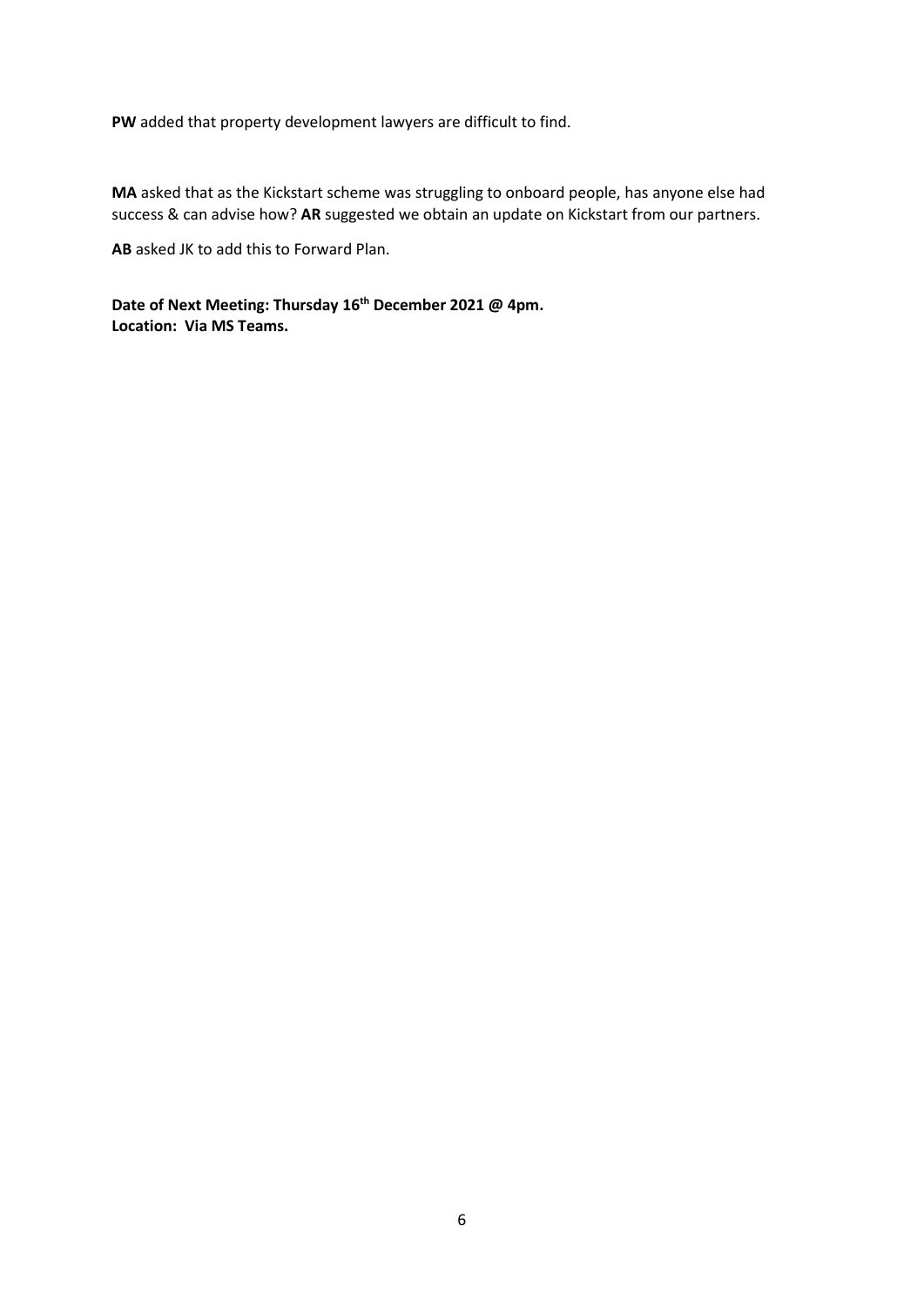**PW** added that property development lawyers are difficult to find.

**MA** asked that as the Kickstart scheme was struggling to onboard people, has anyone else had success & can advise how? **AR** suggested we obtain an update on Kickstart from our partners.

**AB** asked JK to add this to Forward Plan.

**Date of Next Meeting: Thursday 16th December 2021 @ 4pm.**
**Location: Via MS Teams.**